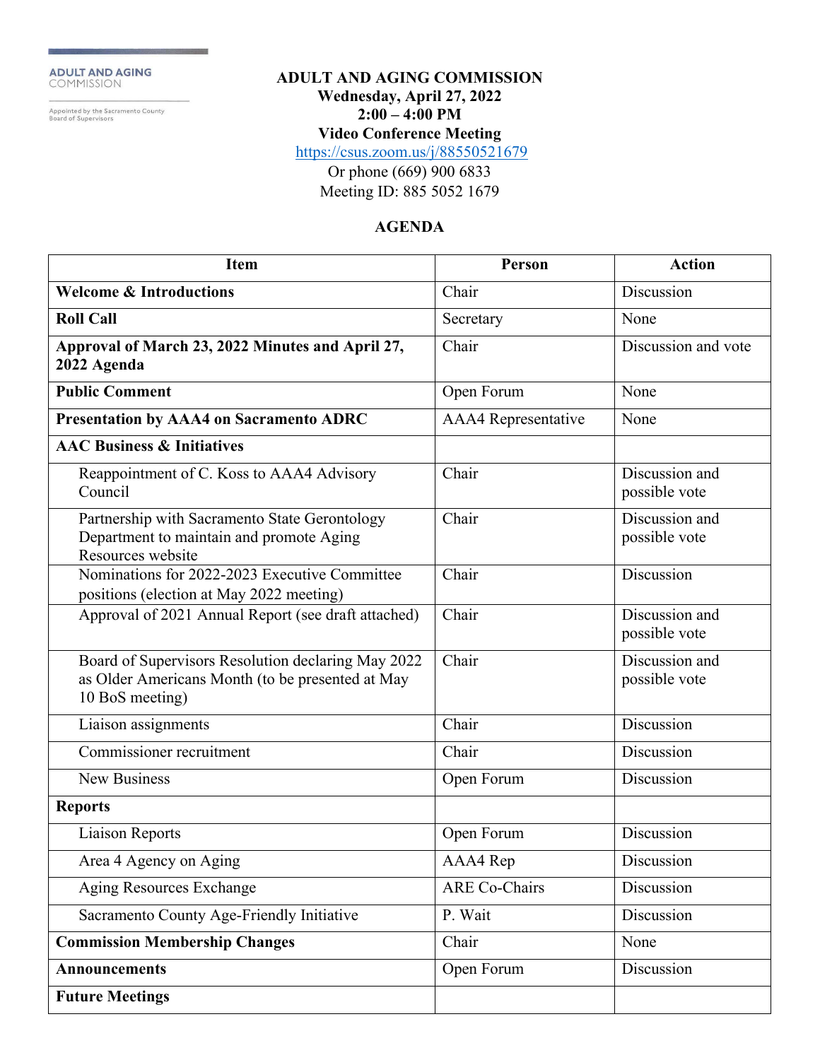ADULT AND AGING COMMISSION

Appointed by the Sacramento County Board of Supervisors

# ADULT AND AGING COMMISSION

**Wednesday, April 27, 2022**
**2:00 – 4:00 PM**
**Video Conference Meeting**
https://csus.zoom.us/j/88550521679
Or phone (669) 900 6833
Meeting ID: 885 5052 1679

## AGENDA

| Item | Person | Action |
|---|---|---|
| **Welcome & Introductions** | Chair | Discussion |
| **Roll Call** | Secretary | None |
| **Approval of March 23, 2022 Minutes and April 27, 2022 Agenda** | Chair | Discussion and vote |
| **Public Comment** | Open Forum | None |
| **Presentation by AAA4 on Sacramento ADRC** | AAA4 Representative | None |
| **AAC Business & Initiatives** | | |
| Reappointment of C. Koss to AAA4 Advisory Council | Chair | Discussion and possible vote |
| Partnership with Sacramento State Gerontology Department to maintain and promote Aging Resources website | Chair | Discussion and possible vote |
| Nominations for 2022-2023 Executive Committee positions (election at May 2022 meeting) | Chair | Discussion |
| Approval of 2021 Annual Report (see draft attached) | Chair | Discussion and possible vote |
| Board of Supervisors Resolution declaring May 2022 as Older Americans Month (to be presented at May 10 BoS meeting) | Chair | Discussion and possible vote |
| Liaison assignments | Chair | Discussion |
| Commissioner recruitment | Chair | Discussion |
| New Business | Open Forum | Discussion |
| **Reports** | | |
| Liaison Reports | Open Forum | Discussion |
| Area 4 Agency on Aging | AAA4 Rep | Discussion |
| Aging Resources Exchange | ARE Co-Chairs | Discussion |
| Sacramento County Age-Friendly Initiative | P. Wait | Discussion |
| **Commission Membership Changes** | Chair | None |
| **Announcements** | Open Forum | Discussion |
| **Future Meetings** | | |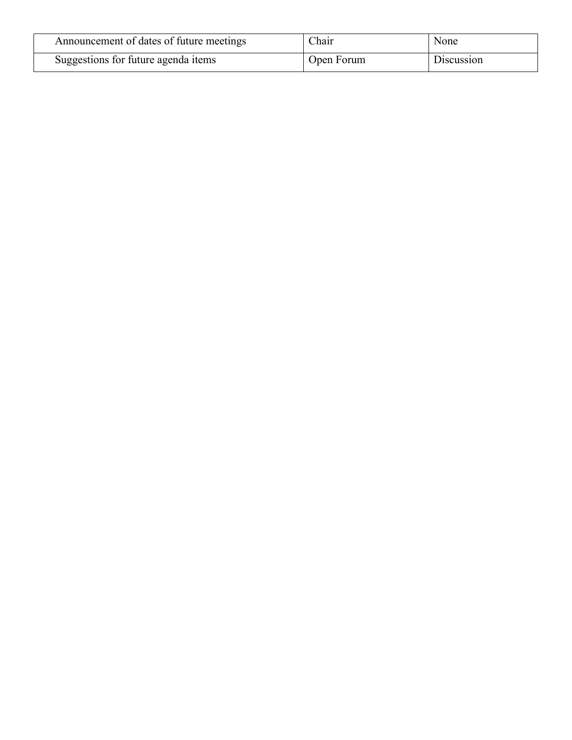| | | |
|---|---|---|
| Announcement of dates of future meetings | Chair | None |
| Suggestions for future agenda items | Open Forum | Discussion |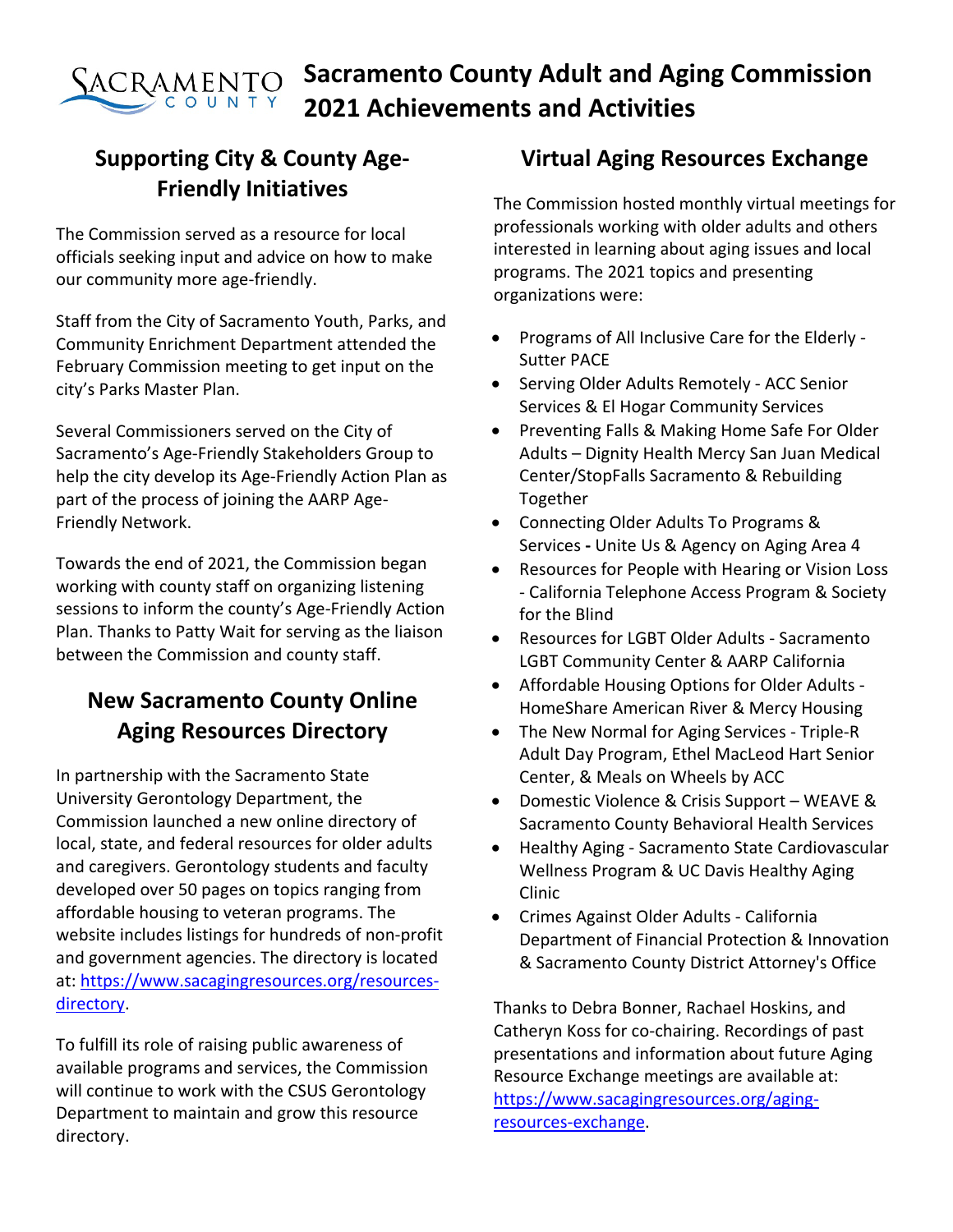# Sacramento County Adult and Aging Commission 2021 Achievements and Activities

## Supporting City & County Age-Friendly Initiatives

The Commission served as a resource for local officials seeking input and advice on how to make our community more age-friendly.

Staff from the City of Sacramento Youth, Parks, and Community Enrichment Department attended the February Commission meeting to get input on the city's Parks Master Plan.

Several Commissioners served on the City of Sacramento's Age-Friendly Stakeholders Group to help the city develop its Age-Friendly Action Plan as part of the process of joining the AARP Age-Friendly Network.

Towards the end of 2021, the Commission began working with county staff on organizing listening sessions to inform the county's Age-Friendly Action Plan. Thanks to Patty Wait for serving as the liaison between the Commission and county staff.

## New Sacramento County Online Aging Resources Directory

In partnership with the Sacramento State University Gerontology Department, the Commission launched a new online directory of local, state, and federal resources for older adults and caregivers. Gerontology students and faculty developed over 50 pages on topics ranging from affordable housing to veteran programs. The website includes listings for hundreds of non-profit and government agencies. The directory is located at: [https://www.sacagingresources.org/resources-directory](https://www.sacagingresources.org/resources-directory).

To fulfill its role of raising public awareness of available programs and services, the Commission will continue to work with the CSUS Gerontology Department to maintain and grow this resource directory.

## Virtual Aging Resources Exchange

The Commission hosted monthly virtual meetings for professionals working with older adults and others interested in learning about aging issues and local programs. The 2021 topics and presenting organizations were:

- Programs of All Inclusive Care for the Elderly - Sutter PACE
- Serving Older Adults Remotely - ACC Senior Services & El Hogar Community Services
- Preventing Falls & Making Home Safe For Older Adults – Dignity Health Mercy San Juan Medical Center/StopFalls Sacramento & Rebuilding Together
- Connecting Older Adults To Programs & Services **-** Unite Us & Agency on Aging Area 4
- Resources for People with Hearing or Vision Loss - California Telephone Access Program & Society for the Blind
- Resources for LGBT Older Adults - Sacramento LGBT Community Center & AARP California
- Affordable Housing Options for Older Adults - HomeShare American River & Mercy Housing
- The New Normal for Aging Services - Triple-R Adult Day Program, Ethel MacLeod Hart Senior Center, & Meals on Wheels by ACC
- Domestic Violence & Crisis Support – WEAVE & Sacramento County Behavioral Health Services
- Healthy Aging - Sacramento State Cardiovascular Wellness Program & UC Davis Healthy Aging Clinic
- Crimes Against Older Adults - California Department of Financial Protection & Innovation & Sacramento County District Attorney's Office

Thanks to Debra Bonner, Rachael Hoskins, and Catheryn Koss for co-chairing. Recordings of past presentations and information about future Aging Resource Exchange meetings are available at: [https://www.sacagingresources.org/aging-resources-exchange](https://www.sacagingresources.org/aging-resources-exchange).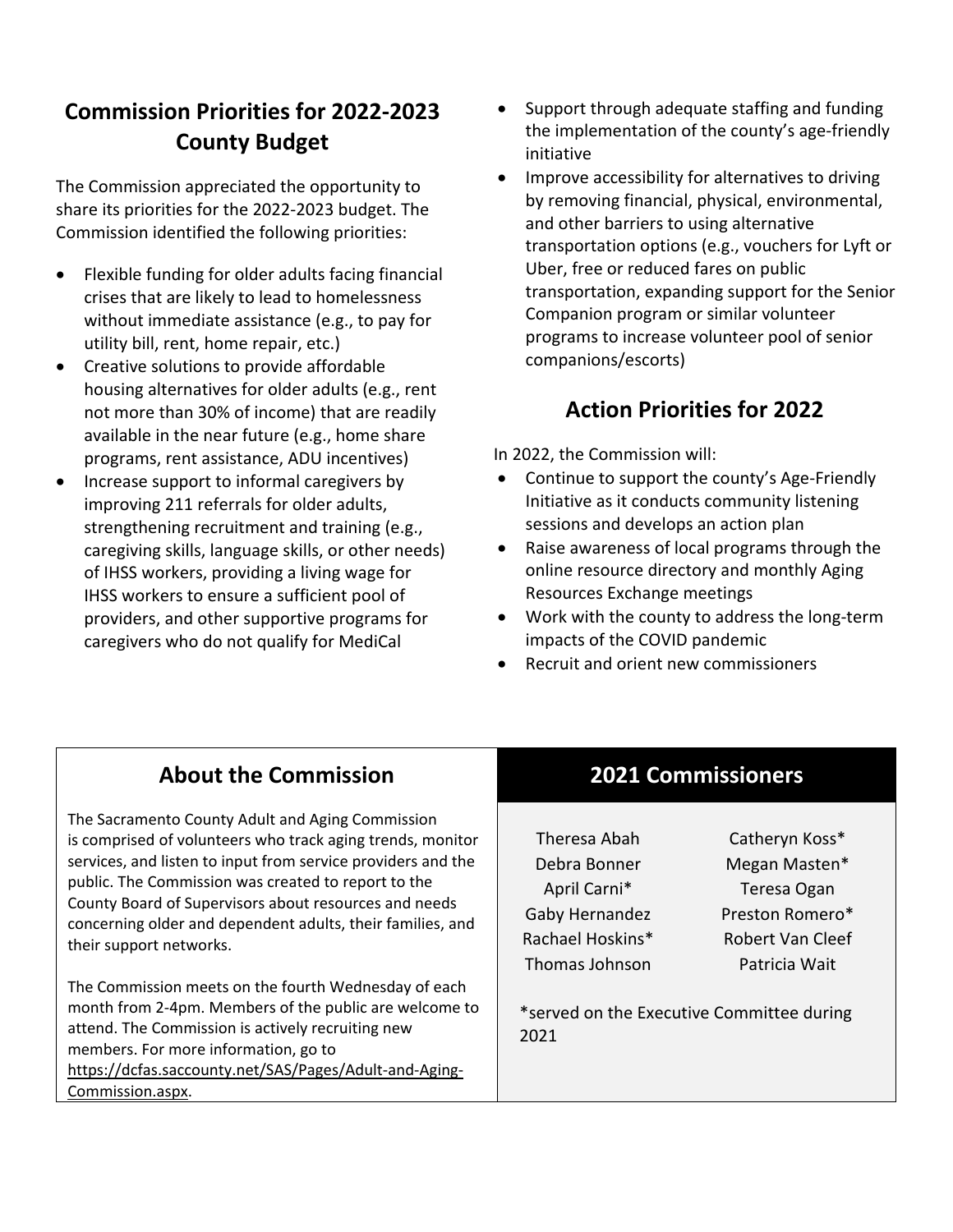## Commission Priorities for 2022-2023 County Budget

The Commission appreciated the opportunity to share its priorities for the 2022-2023 budget. The Commission identified the following priorities:

- Flexible funding for older adults facing financial crises that are likely to lead to homelessness without immediate assistance (e.g., to pay for utility bill, rent, home repair, etc.)
- Creative solutions to provide affordable housing alternatives for older adults (e.g., rent not more than 30% of income) that are readily available in the near future (e.g., home share programs, rent assistance, ADU incentives)
- Increase support to informal caregivers by improving 211 referrals for older adults, strengthening recruitment and training (e.g., caregiving skills, language skills, or other needs) of IHSS workers, providing a living wage for IHSS workers to ensure a sufficient pool of providers, and other supportive programs for caregivers who do not qualify for MediCal
- Support through adequate staffing and funding the implementation of the county's age-friendly initiative
- Improve accessibility for alternatives to driving by removing financial, physical, environmental, and other barriers to using alternative transportation options (e.g., vouchers for Lyft or Uber, free or reduced fares on public transportation, expanding support for the Senior Companion program or similar volunteer programs to increase volunteer pool of senior companions/escorts)

## Action Priorities for 2022

In 2022, the Commission will:

- Continue to support the county's Age-Friendly Initiative as it conducts community listening sessions and develops an action plan
- Raise awareness of local programs through the online resource directory and monthly Aging Resources Exchange meetings
- Work with the county to address the long-term impacts of the COVID pandemic
- Recruit and orient new commissioners

## About the Commission

The Sacramento County Adult and Aging Commission is comprised of volunteers who track aging trends, monitor services, and listen to input from service providers and the public. The Commission was created to report to the County Board of Supervisors about resources and needs concerning older and dependent adults, their families, and their support networks.

The Commission meets on the fourth Wednesday of each month from 2-4pm. Members of the public are welcome to attend. The Commission is actively recruiting new members. For more information, go to https://dcfas.saccounty.net/SAS/Pages/Adult-and-Aging-Commission.aspx.

## 2021 Commissioners

| | |
|---|---|
| Theresa Abah | Catheryn Koss* |
| Debra Bonner | Megan Masten* |
| April Carni* | Teresa Ogan |
| Gaby Hernandez | Preston Romero* |
| Rachael Hoskins* | Robert Van Cleef |
| Thomas Johnson | Patricia Wait |

*served on the Executive Committee during 2021